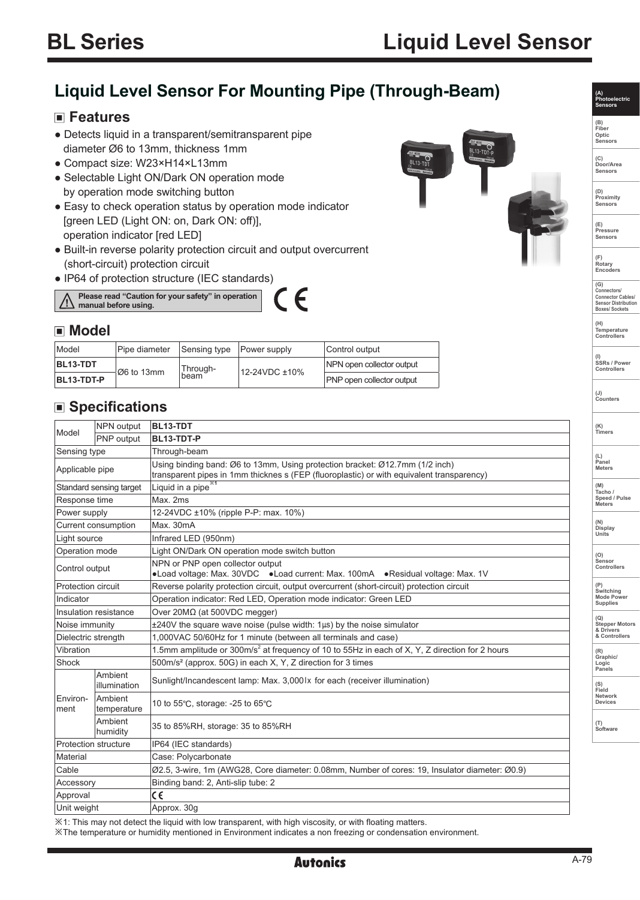# BL Series Liquid Level Sensor

## Liquid Level Sensor For Mounting Pipe (Through-Beam)

### ■ Features

- Detects liquid in a transparent/semitransparent pipe diameter Ø6 to 13mm, thickness 1mm
- Compact size: W23×H14×L13mm
- Selectable Light ON/Dark ON operation mode by operation mode switching button
- Easy to check operation status by operation mode indicator [green LED (Light ON: on, Dark ON: off)], operation indicator [red LED]
- Built-in reverse polarity protection circuit and output overcurrent (short-circuit) protection circuit
- IP64 of protection structure (IEC standards)

⚠ **Please read "Caution for your safety" in operation manual before using.**

CE

### ■ Model

| Model | Pipe diameter | Sensing type | Power supply | Control output |
|---|---|---|---|---|
| **BL13-TDT** | Ø6 to 13mm | Through-beam | 12-24VDC ±10% | NPN open collector output |
| **BL13-TDT-P** | | | | PNP open collector output |

### ■ Specifications

| Model | | |
|---|---|---|
| Model | NPN output | **BL13-TDT** |
| | PNP output | **BL13-TDT-P** |
| Sensing type | | Through-beam |
| Applicable pipe | | Using binding band: Ø6 to 13mm, Using protection bracket: Ø12.7mm (1/2 inch) transparent pipes in 1mm thicknes s (FEP (fluoroplastic) or with equivalent transparency) |
| Standard sensing target | | Liquid in a pipe※1 |
| Response time | | Max. 2ms |
| Power supply | | 12-24VDC ±10% (ripple P-P: max. 10%) |
| Current consumption | | Max. 30mA |
| Light source | | Infrared LED (950nm) |
| Operation mode | | Light ON/Dark ON operation mode switch button |
| Control output | | NPN or PNP open collector output ●Load voltage: Max. 30VDC ●Load current: Max. 100mA ●Residual voltage: Max. 1V |
| Protection circuit | | Reverse polarity protection circuit, output overcurrent (short-circuit) protection circuit |
| Indicator | | Operation indicator: Red LED, Operation mode indicator: Green LED |
| Insulation resistance | | Over 20MΩ (at 500VDC megger) |
| Noise immunity | | ±240V the square wave noise (pulse width: 1μs) by the noise simulator |
| Dielectric strength | | 1,000VAC 50/60Hz for 1 minute (between all terminals and case) |
| Vibration | | 1.5mm amplitude or 300m/s$^2$ at frequency of 10 to 55Hz in each of X, Y, Z direction for 2 hours |
| Shock | | 500m/s$^2$ (approx. 50G) in each X, Y, Z direction for 3 times |
| Environment | Ambient illumination | Sunlight/Incandescent lamp: Max. 3,000lx for each (receiver illumination) |
| | Ambient temperature | 10 to 55℃, storage: -25 to 65℃ |
| | Ambient humidity | 35 to 85%RH, storage: 35 to 85%RH |
| Protection structure | | IP64 (IEC standards) |
| Material | | Case: Polycarbonate |
| Cable | | Ø2.5, 3-wire, 1m (AWG28, Core diameter: 0.08mm, Number of cores: 19, Insulator diameter: Ø0.9) |
| Accessory | | Binding band: 2, Anti-slip tube: 2 |
| Approval | | CE |
| Unit weight | | Approx. 30g |

※1: This may not detect the liquid with low transparent, with high viscosity, or with floating matters.

※The temperature or humidity mentioned in Environment indicates a non freezing or condensation environment.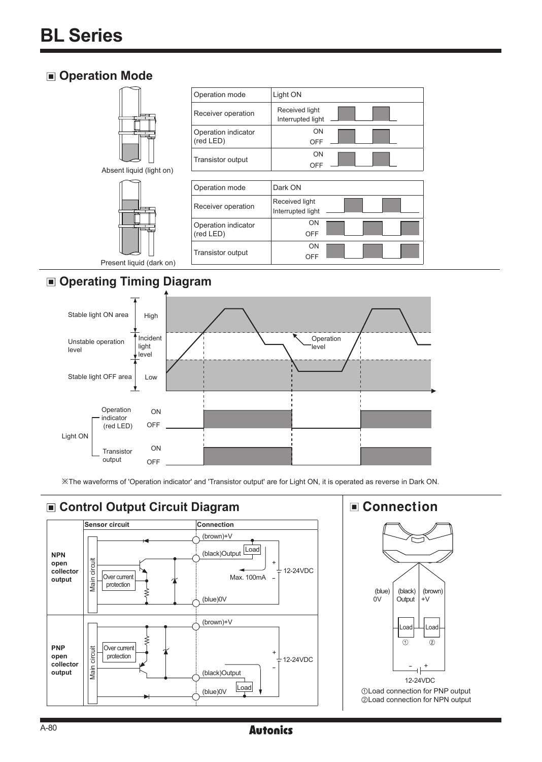# BL Series

## ■ Operation Mode

Absent liquid (light on)

Present liquid (dark on)

| Operation mode | Light ON |
|---|---|
| Receiver operation | Received light / Interrupted light |
| Operation indicator (red LED) | ON / OFF |
| Transistor output | ON / OFF |

| Operation mode | Dark ON |
|---|---|
| Receiver operation | Received light / Interrupted light |
| Operation indicator (red LED) | ON / OFF |
| Transistor output | ON / OFF |

## ■ Operating Timing Diagram

Stable light ON area — High

Unstable operation level — Incident light level — Operation level

Stable light OFF area — Low

Light ON: Operation indicator (red LED) ON / OFF; Transistor output ON / OFF

※The waveforms of 'Operation indicator' and 'Transistor output' are for Light ON, it is operated as reverse in Dark ON.

## ■ Control Output Circuit Diagram

| | Sensor circuit | Connection |
|---|---|---|
| NPN open collector output | Main circuit, Over current protection | (brown)+V, (black)Output, Load, Max. 100mA, 12-24VDC, (blue)0V |
| PNP open collector output | Main circuit, Over current protection | (brown)+V, 12-24VDC, (black)Output, Load, (blue)0V |

## ■ Connection

(blue) 0V — (black) Output — (brown) +V

Load ① — Load ②

12-24VDC

①Load connection for PNP output
②Load connection for NPN output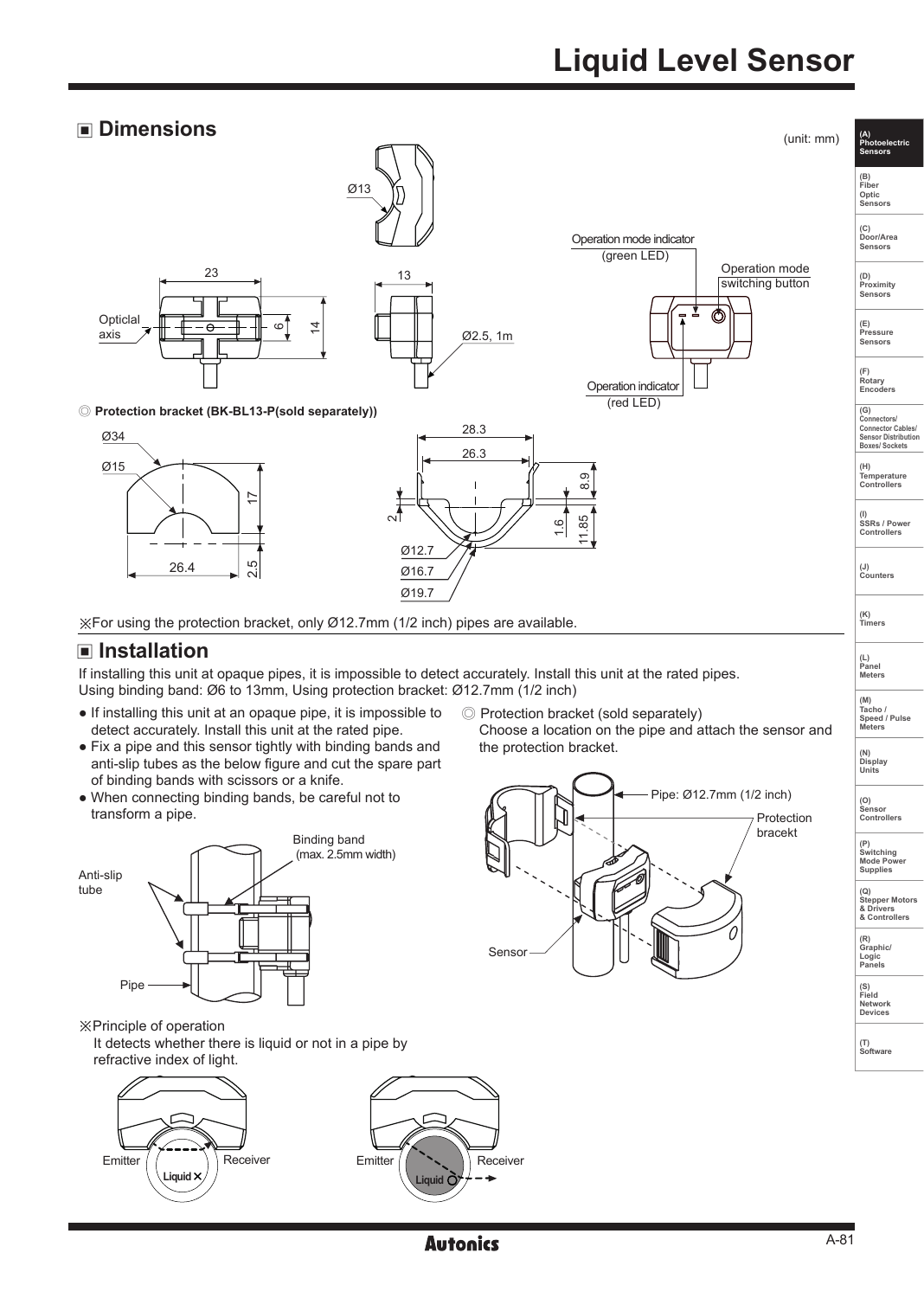## ▣ Dimensions

(unit: mm)

Ø13

23

13

Operation mode indicator (green LED)

Operation mode switching button

Opticlal axis

6

14

Ø2.5, 1m

Operation indicator (red LED)

◎ **Protection bracket (BK-BL13-P(sold separately))**

Ø34

Ø15

17

26.4

2.5

28.3

26.3

2

1.6

8.9

11.85

Ø12.7

Ø16.7

Ø19.7

※For using the protection bracket, only Ø12.7mm (1/2 inch) pipes are available.

## ▣ Installation

If installing this unit at opaque pipes, it is impossible to detect accurately. Install this unit at the rated pipes.
Using binding band: Ø6 to 13mm, Using protection bracket: Ø12.7mm (1/2 inch)

- If installing this unit at an opaque pipe, it is impossible to detect accurately. Install this unit at the rated pipe.
- Fix a pipe and this sensor tightly with binding bands and anti-slip tubes as the below figure and cut the spare part of binding bands with scissors or a knife.
- When connecting binding bands, be careful not to transform a pipe.

Binding band (max. 2.5mm width)

Anti-slip tube

Pipe

◎ Protection bracket (sold separately)
Choose a location on the pipe and attach the sensor and the protection bracket.

Pipe: Ø12.7mm (1/2 inch)

Protection bracekt

Sensor

※Principle of operation
It detects whether there is liquid or not in a pipe by refractive index of light.

Emitter Receiver Liquid ✕

Emitter Receiver Liquid ○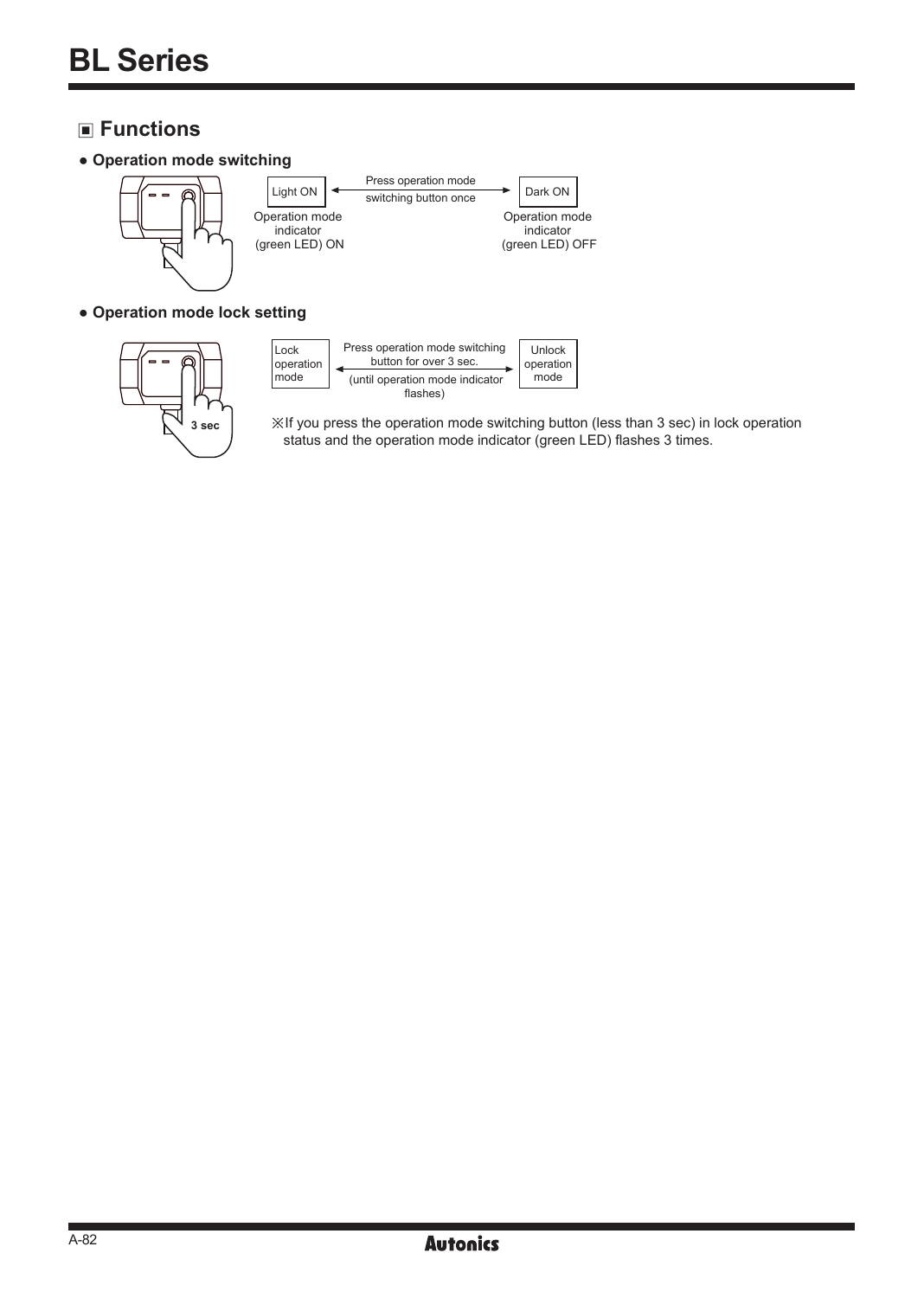## ▣ Functions

### ● Operation mode switching

Light ON ← Press operation mode switching button once → Dark ON

Operation mode indicator (green LED) ON

Operation mode indicator (green LED) OFF

### ● Operation mode lock setting

3 sec

Lock operation mode ← Press operation mode switching button for over 3 sec. (until operation mode indicator flashes) → Unlock operation mode

※If you press the operation mode switching button (less than 3 sec) in lock operation status and the operation mode indicator (green LED) flashes 3 times.